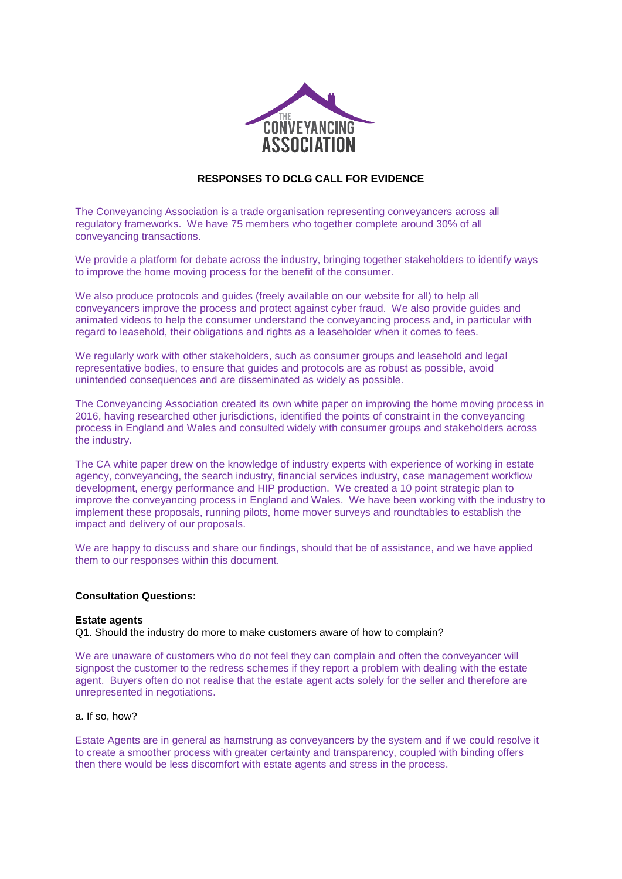**RESPONSES TO DCLG CALL FOR EVIDENCE**

The Conveyancing Association is a trade organisation representing conveyancers across all regulatory frameworks. We have 75 members who together complete around 30% of all conveyancing transactions.

We provide a platform for debate across the industry, bringing together stakeholders to identify ways to improve the home moving process for the benefit of the consumer.

We also produce protocols and guides (freely available on our website for all) to help all conveyancers improve the process and protect against cyber fraud. We also provide guides and animated videos to help the consumer understand the conveyancing process and, in particular with regard to leasehold, their obligations and rights as a leaseholder when it comes to fees.

We regularly work with other stakeholders, such as consumer groups and leasehold and legal representative bodies, to ensure that guides and protocols are as robust as possible, avoid unintended consequences and are disseminated as widely as possible.

The Conveyancing Association created its own white paper on improving the home moving process in 2016, having researched other jurisdictions, identified the points of constraint in the conveyancing process in England and Wales and consulted widely with consumer groups and stakeholders across the industry.

The CA white paper drew on the knowledge of industry experts with experience of working in estate agency, conveyancing, the search industry, financial services industry, case management workflow development, energy performance and HIP production. We created a 10 point strategic plan to improve the conveyancing process in England and Wales. We have been working with the industry to implement these proposals, running pilots, home mover surveys and roundtables to establish the impact and delivery of our proposals.

We are happy to discuss and share our findings, should that be of assistance, and we have applied them to our responses within this document.

**Consultation Questions:**

**Estate agents**

Q1. Should the industry do more to make customers aware of how to complain?

We are unaware of customers who do not feel they can complain and often the conveyancer will signpost the customer to the redress schemes if they report a problem with dealing with the estate agent. Buyers often do not realise that the estate agent acts solely for the seller and therefore are unrepresented in negotiations.

a. If so, how?

Estate Agents are in general as hamstrung as conveyancers by the system and if we could resolve it to create a smoother process with greater certainty and transparency, coupled with binding offers then there would be less discomfort with estate agents and stress in the process.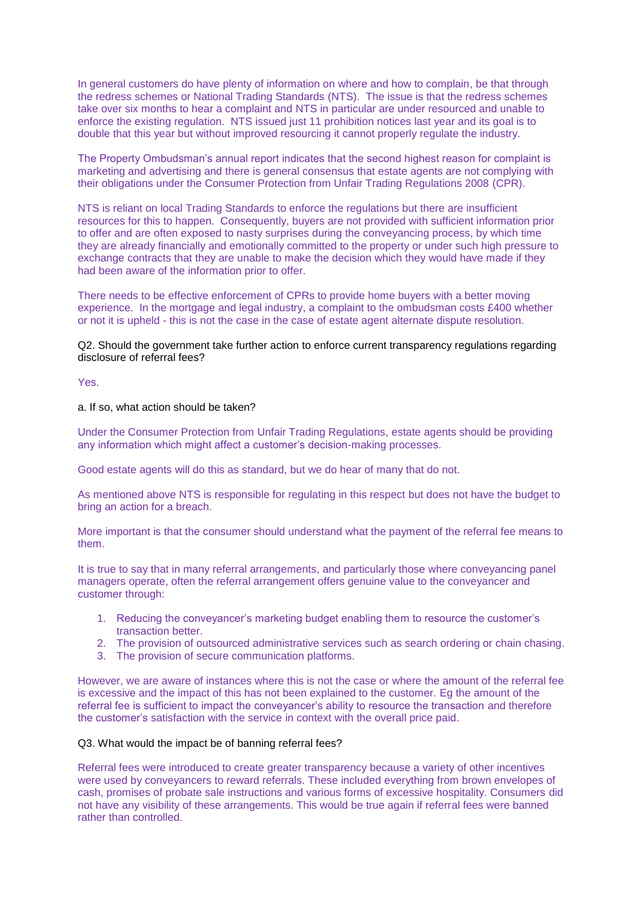In general customers do have plenty of information on where and how to complain, be that through the redress schemes or National Trading Standards (NTS). The issue is that the redress schemes take over six months to hear a complaint and NTS in particular are under resourced and unable to enforce the existing regulation. NTS issued just 11 prohibition notices last year and its goal is to double that this year but without improved resourcing it cannot properly regulate the industry.

The Property Ombudsman's annual report indicates that the second highest reason for complaint is marketing and advertising and there is general consensus that estate agents are not complying with their obligations under the Consumer Protection from Unfair Trading Regulations 2008 (CPR).

NTS is reliant on local Trading Standards to enforce the regulations but there are insufficient resources for this to happen. Consequently, buyers are not provided with sufficient information prior to offer and are often exposed to nasty surprises during the conveyancing process, by which time they are already financially and emotionally committed to the property or under such high pressure to exchange contracts that they are unable to make the decision which they would have made if they had been aware of the information prior to offer.

There needs to be effective enforcement of CPRs to provide home buyers with a better moving experience. In the mortgage and legal industry, a complaint to the ombudsman costs £400 whether or not it is upheld - this is not the case in the case of estate agent alternate dispute resolution.

Q2. Should the government take further action to enforce current transparency regulations regarding disclosure of referral fees?

Yes.

a. If so, what action should be taken?

Under the Consumer Protection from Unfair Trading Regulations, estate agents should be providing any information which might affect a customer's decision-making processes.

Good estate agents will do this as standard, but we do hear of many that do not.

As mentioned above NTS is responsible for regulating in this respect but does not have the budget to bring an action for a breach.

More important is that the consumer should understand what the payment of the referral fee means to them.

It is true to say that in many referral arrangements, and particularly those where conveyancing panel managers operate, often the referral arrangement offers genuine value to the conveyancer and customer through:

1. Reducing the conveyancer's marketing budget enabling them to resource the customer's transaction better.
2. The provision of outsourced administrative services such as search ordering or chain chasing.
3. The provision of secure communication platforms.

However, we are aware of instances where this is not the case or where the amount of the referral fee is excessive and the impact of this has not been explained to the customer. Eg the amount of the referral fee is sufficient to impact the conveyancer's ability to resource the transaction and therefore the customer's satisfaction with the service in context with the overall price paid.

Q3. What would the impact be of banning referral fees?

Referral fees were introduced to create greater transparency because a variety of other incentives were used by conveyancers to reward referrals. These included everything from brown envelopes of cash, promises of probate sale instructions and various forms of excessive hospitality. Consumers did not have any visibility of these arrangements. This would be true again if referral fees were banned rather than controlled.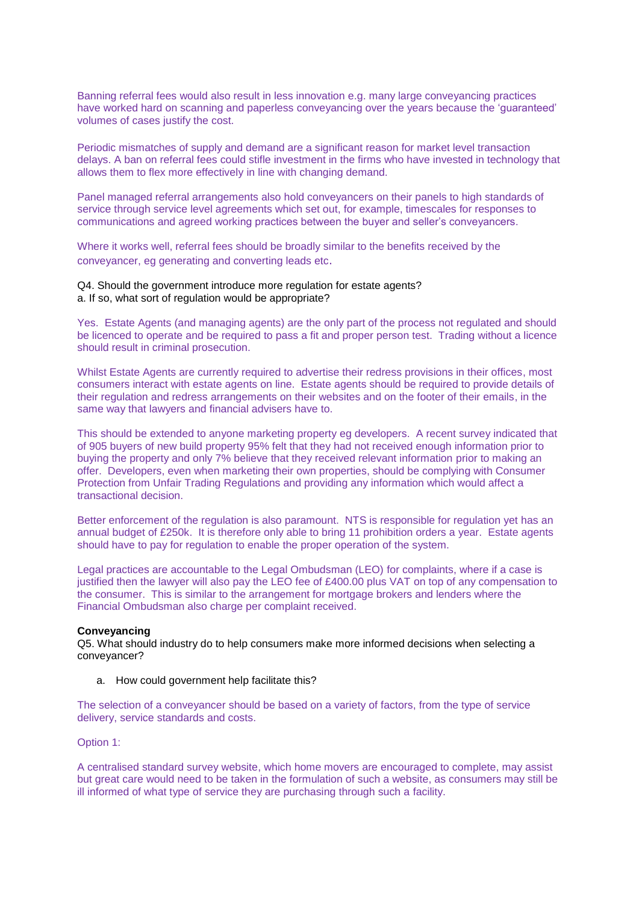Banning referral fees would also result in less innovation e.g. many large conveyancing practices have worked hard on scanning and paperless conveyancing over the years because the 'guaranteed' volumes of cases justify the cost.

Periodic mismatches of supply and demand are a significant reason for market level transaction delays. A ban on referral fees could stifle investment in the firms who have invested in technology that allows them to flex more effectively in line with changing demand.

Panel managed referral arrangements also hold conveyancers on their panels to high standards of service through service level agreements which set out, for example, timescales for responses to communications and agreed working practices between the buyer and seller's conveyancers.

Where it works well, referral fees should be broadly similar to the benefits received by the conveyancer, eg generating and converting leads etc.

Q4. Should the government introduce more regulation for estate agents?
a. If so, what sort of regulation would be appropriate?

Yes. Estate Agents (and managing agents) are the only part of the process not regulated and should be licenced to operate and be required to pass a fit and proper person test. Trading without a licence should result in criminal prosecution.

Whilst Estate Agents are currently required to advertise their redress provisions in their offices, most consumers interact with estate agents on line. Estate agents should be required to provide details of their regulation and redress arrangements on their websites and on the footer of their emails, in the same way that lawyers and financial advisers have to.

This should be extended to anyone marketing property eg developers. A recent survey indicated that of 905 buyers of new build property 95% felt that they had not received enough information prior to buying the property and only 7% believe that they received relevant information prior to making an offer. Developers, even when marketing their own properties, should be complying with Consumer Protection from Unfair Trading Regulations and providing any information which would affect a transactional decision.

Better enforcement of the regulation is also paramount. NTS is responsible for regulation yet has an annual budget of £250k. It is therefore only able to bring 11 prohibition orders a year. Estate agents should have to pay for regulation to enable the proper operation of the system.

Legal practices are accountable to the Legal Ombudsman (LEO) for complaints, where if a case is justified then the lawyer will also pay the LEO fee of £400.00 plus VAT on top of any compensation to the consumer. This is similar to the arrangement for mortgage brokers and lenders where the Financial Ombudsman also charge per complaint received.

**Conveyancing**

Q5. What should industry do to help consumers make more informed decisions when selecting a conveyancer?

a. How could government help facilitate this?

The selection of a conveyancer should be based on a variety of factors, from the type of service delivery, service standards and costs.

Option 1:

A centralised standard survey website, which home movers are encouraged to complete, may assist but great care would need to be taken in the formulation of such a website, as consumers may still be ill informed of what type of service they are purchasing through such a facility.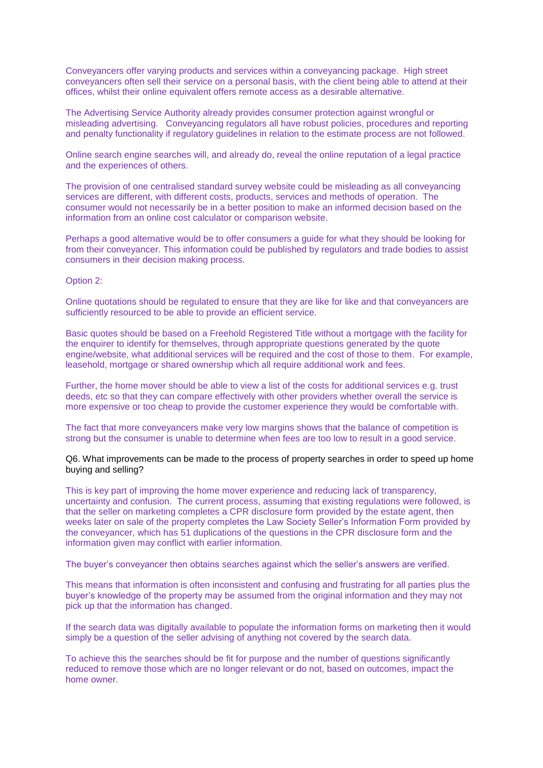Conveyancers offer varying products and services within a conveyancing package. High street conveyancers often sell their service on a personal basis, with the client being able to attend at their offices, whilst their online equivalent offers remote access as a desirable alternative.

The Advertising Service Authority already provides consumer protection against wrongful or misleading advertising. Conveyancing regulators all have robust policies, procedures and reporting and penalty functionality if regulatory guidelines in relation to the estimate process are not followed.

Online search engine searches will, and already do, reveal the online reputation of a legal practice and the experiences of others.

The provision of one centralised standard survey website could be misleading as all conveyancing services are different, with different costs, products, services and methods of operation. The consumer would not necessarily be in a better position to make an informed decision based on the information from an online cost calculator or comparison website.

Perhaps a good alternative would be to offer consumers a guide for what they should be looking for from their conveyancer. This information could be published by regulators and trade bodies to assist consumers in their decision making process.

Option 2:

Online quotations should be regulated to ensure that they are like for like and that conveyancers are sufficiently resourced to be able to provide an efficient service.

Basic quotes should be based on a Freehold Registered Title without a mortgage with the facility for the enquirer to identify for themselves, through appropriate questions generated by the quote engine/website, what additional services will be required and the cost of those to them. For example, leasehold, mortgage or shared ownership which all require additional work and fees.

Further, the home mover should be able to view a list of the costs for additional services e.g. trust deeds, etc so that they can compare effectively with other providers whether overall the service is more expensive or too cheap to provide the customer experience they would be comfortable with.

The fact that more conveyancers make very low margins shows that the balance of competition is strong but the consumer is unable to determine when fees are too low to result in a good service.

Q6. What improvements can be made to the process of property searches in order to speed up home buying and selling?

This is key part of improving the home mover experience and reducing lack of transparency, uncertainty and confusion. The current process, assuming that existing regulations were followed, is that the seller on marketing completes a CPR disclosure form provided by the estate agent, then weeks later on sale of the property completes the Law Society Seller's Information Form provided by the conveyancer, which has 51 duplications of the questions in the CPR disclosure form and the information given may conflict with earlier information.

The buyer's conveyancer then obtains searches against which the seller's answers are verified.

This means that information is often inconsistent and confusing and frustrating for all parties plus the buyer's knowledge of the property may be assumed from the original information and they may not pick up that the information has changed.

If the search data was digitally available to populate the information forms on marketing then it would simply be a question of the seller advising of anything not covered by the search data.

To achieve this the searches should be fit for purpose and the number of questions significantly reduced to remove those which are no longer relevant or do not, based on outcomes, impact the home owner.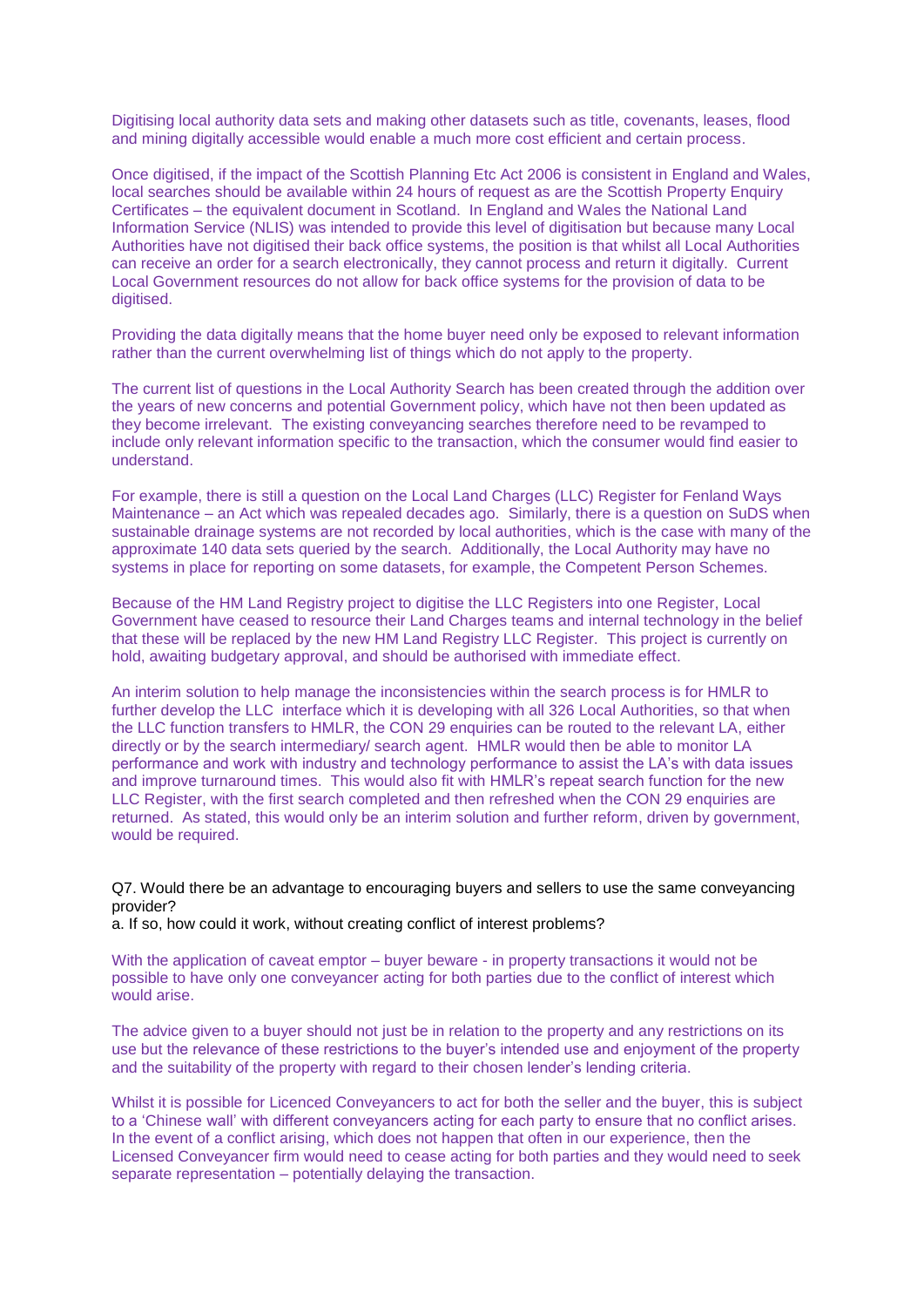Digitising local authority data sets and making other datasets such as title, covenants, leases, flood and mining digitally accessible would enable a much more cost efficient and certain process.

Once digitised, if the impact of the Scottish Planning Etc Act 2006 is consistent in England and Wales, local searches should be available within 24 hours of request as are the Scottish Property Enquiry Certificates – the equivalent document in Scotland. In England and Wales the National Land Information Service (NLIS) was intended to provide this level of digitisation but because many Local Authorities have not digitised their back office systems, the position is that whilst all Local Authorities can receive an order for a search electronically, they cannot process and return it digitally. Current Local Government resources do not allow for back office systems for the provision of data to be digitised.

Providing the data digitally means that the home buyer need only be exposed to relevant information rather than the current overwhelming list of things which do not apply to the property.

The current list of questions in the Local Authority Search has been created through the addition over the years of new concerns and potential Government policy, which have not then been updated as they become irrelevant. The existing conveyancing searches therefore need to be revamped to include only relevant information specific to the transaction, which the consumer would find easier to understand.

For example, there is still a question on the Local Land Charges (LLC) Register for Fenland Ways Maintenance – an Act which was repealed decades ago. Similarly, there is a question on SuDS when sustainable drainage systems are not recorded by local authorities, which is the case with many of the approximate 140 data sets queried by the search. Additionally, the Local Authority may have no systems in place for reporting on some datasets, for example, the Competent Person Schemes.

Because of the HM Land Registry project to digitise the LLC Registers into one Register, Local Government have ceased to resource their Land Charges teams and internal technology in the belief that these will be replaced by the new HM Land Registry LLC Register. This project is currently on hold, awaiting budgetary approval, and should be authorised with immediate effect.

An interim solution to help manage the inconsistencies within the search process is for HMLR to further develop the LLC interface which it is developing with all 326 Local Authorities, so that when the LLC function transfers to HMLR, the CON 29 enquiries can be routed to the relevant LA, either directly or by the search intermediary/ search agent. HMLR would then be able to monitor LA performance and work with industry and technology performance to assist the LA's with data issues and improve turnaround times. This would also fit with HMLR's repeat search function for the new LLC Register, with the first search completed and then refreshed when the CON 29 enquiries are returned. As stated, this would only be an interim solution and further reform, driven by government, would be required.

Q7. Would there be an advantage to encouraging buyers and sellers to use the same conveyancing provider?

a. If so, how could it work, without creating conflict of interest problems?

With the application of caveat emptor – buyer beware - in property transactions it would not be possible to have only one conveyancer acting for both parties due to the conflict of interest which would arise.

The advice given to a buyer should not just be in relation to the property and any restrictions on its use but the relevance of these restrictions to the buyer's intended use and enjoyment of the property and the suitability of the property with regard to their chosen lender's lending criteria.

Whilst it is possible for Licenced Conveyancers to act for both the seller and the buyer, this is subject to a 'Chinese wall' with different conveyancers acting for each party to ensure that no conflict arises. In the event of a conflict arising, which does not happen that often in our experience, then the Licensed Conveyancer firm would need to cease acting for both parties and they would need to seek separate representation – potentially delaying the transaction.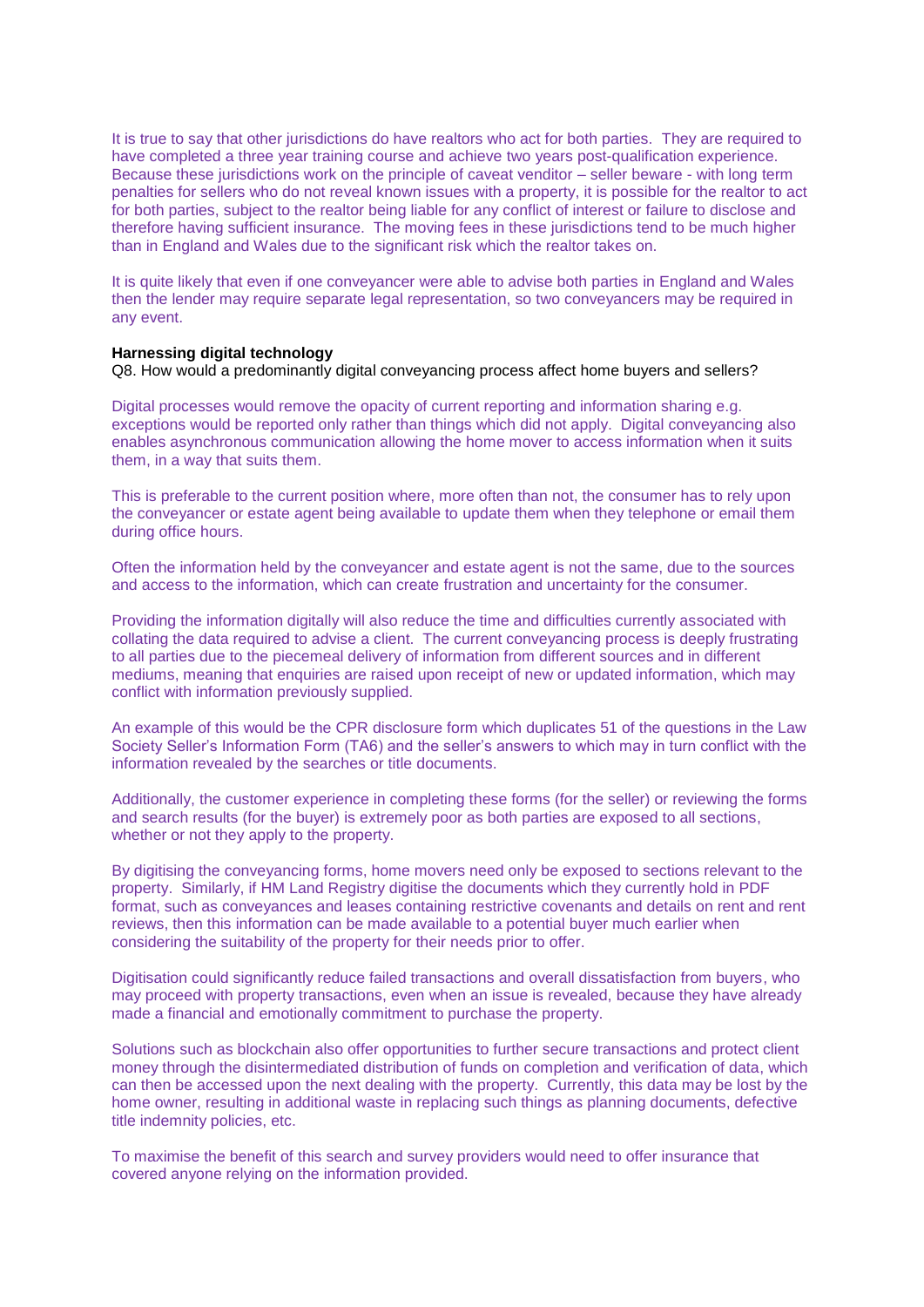It is true to say that other jurisdictions do have realtors who act for both parties. They are required to have completed a three year training course and achieve two years post-qualification experience. Because these jurisdictions work on the principle of caveat venditor – seller beware - with long term penalties for sellers who do not reveal known issues with a property, it is possible for the realtor to act for both parties, subject to the realtor being liable for any conflict of interest or failure to disclose and therefore having sufficient insurance. The moving fees in these jurisdictions tend to be much higher than in England and Wales due to the significant risk which the realtor takes on.

It is quite likely that even if one conveyancer were able to advise both parties in England and Wales then the lender may require separate legal representation, so two conveyancers may be required in any event.

**Harnessing digital technology**

Q8. How would a predominantly digital conveyancing process affect home buyers and sellers?

Digital processes would remove the opacity of current reporting and information sharing e.g. exceptions would be reported only rather than things which did not apply. Digital conveyancing also enables asynchronous communication allowing the home mover to access information when it suits them, in a way that suits them.

This is preferable to the current position where, more often than not, the consumer has to rely upon the conveyancer or estate agent being available to update them when they telephone or email them during office hours.

Often the information held by the conveyancer and estate agent is not the same, due to the sources and access to the information, which can create frustration and uncertainty for the consumer.

Providing the information digitally will also reduce the time and difficulties currently associated with collating the data required to advise a client. The current conveyancing process is deeply frustrating to all parties due to the piecemeal delivery of information from different sources and in different mediums, meaning that enquiries are raised upon receipt of new or updated information, which may conflict with information previously supplied.

An example of this would be the CPR disclosure form which duplicates 51 of the questions in the Law Society Seller's Information Form (TA6) and the seller's answers to which may in turn conflict with the information revealed by the searches or title documents.

Additionally, the customer experience in completing these forms (for the seller) or reviewing the forms and search results (for the buyer) is extremely poor as both parties are exposed to all sections, whether or not they apply to the property.

By digitising the conveyancing forms, home movers need only be exposed to sections relevant to the property. Similarly, if HM Land Registry digitise the documents which they currently hold in PDF format, such as conveyances and leases containing restrictive covenants and details on rent and rent reviews, then this information can be made available to a potential buyer much earlier when considering the suitability of the property for their needs prior to offer.

Digitisation could significantly reduce failed transactions and overall dissatisfaction from buyers, who may proceed with property transactions, even when an issue is revealed, because they have already made a financial and emotionally commitment to purchase the property.

Solutions such as blockchain also offer opportunities to further secure transactions and protect client money through the disintermediated distribution of funds on completion and verification of data, which can then be accessed upon the next dealing with the property. Currently, this data may be lost by the home owner, resulting in additional waste in replacing such things as planning documents, defective title indemnity policies, etc.

To maximise the benefit of this search and survey providers would need to offer insurance that covered anyone relying on the information provided.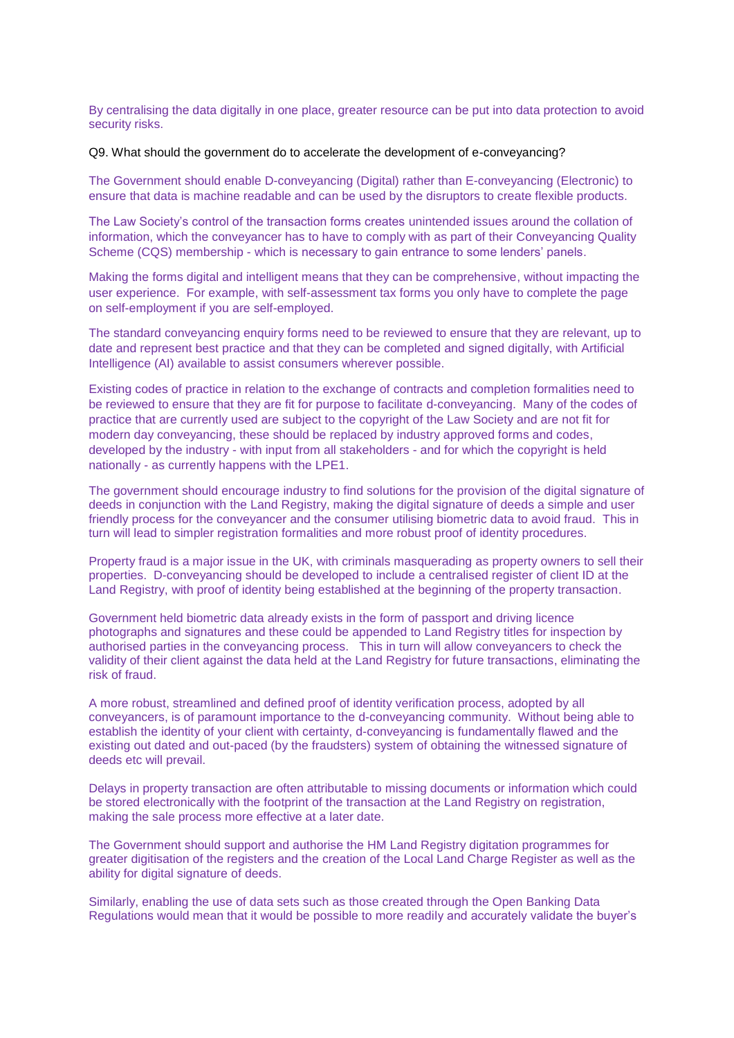By centralising the data digitally in one place, greater resource can be put into data protection to avoid security risks.

Q9. What should the government do to accelerate the development of e-conveyancing?

The Government should enable D-conveyancing (Digital) rather than E-conveyancing (Electronic) to ensure that data is machine readable and can be used by the disruptors to create flexible products.

The Law Society's control of the transaction forms creates unintended issues around the collation of information, which the conveyancer has to have to comply with as part of their Conveyancing Quality Scheme (CQS) membership - which is necessary to gain entrance to some lenders' panels.

Making the forms digital and intelligent means that they can be comprehensive, without impacting the user experience. For example, with self-assessment tax forms you only have to complete the page on self-employment if you are self-employed.

The standard conveyancing enquiry forms need to be reviewed to ensure that they are relevant, up to date and represent best practice and that they can be completed and signed digitally, with Artificial Intelligence (AI) available to assist consumers wherever possible.

Existing codes of practice in relation to the exchange of contracts and completion formalities need to be reviewed to ensure that they are fit for purpose to facilitate d-conveyancing. Many of the codes of practice that are currently used are subject to the copyright of the Law Society and are not fit for modern day conveyancing, these should be replaced by industry approved forms and codes, developed by the industry - with input from all stakeholders - and for which the copyright is held nationally - as currently happens with the LPE1.

The government should encourage industry to find solutions for the provision of the digital signature of deeds in conjunction with the Land Registry, making the digital signature of deeds a simple and user friendly process for the conveyancer and the consumer utilising biometric data to avoid fraud. This in turn will lead to simpler registration formalities and more robust proof of identity procedures.

Property fraud is a major issue in the UK, with criminals masquerading as property owners to sell their properties. D-conveyancing should be developed to include a centralised register of client ID at the Land Registry, with proof of identity being established at the beginning of the property transaction.

Government held biometric data already exists in the form of passport and driving licence photographs and signatures and these could be appended to Land Registry titles for inspection by authorised parties in the conveyancing process. This in turn will allow conveyancers to check the validity of their client against the data held at the Land Registry for future transactions, eliminating the risk of fraud.

A more robust, streamlined and defined proof of identity verification process, adopted by all conveyancers, is of paramount importance to the d-conveyancing community. Without being able to establish the identity of your client with certainty, d-conveyancing is fundamentally flawed and the existing out dated and out-paced (by the fraudsters) system of obtaining the witnessed signature of deeds etc will prevail.

Delays in property transaction are often attributable to missing documents or information which could be stored electronically with the footprint of the transaction at the Land Registry on registration, making the sale process more effective at a later date.

The Government should support and authorise the HM Land Registry digitation programmes for greater digitisation of the registers and the creation of the Local Land Charge Register as well as the ability for digital signature of deeds.

Similarly, enabling the use of data sets such as those created through the Open Banking Data Regulations would mean that it would be possible to more readily and accurately validate the buyer's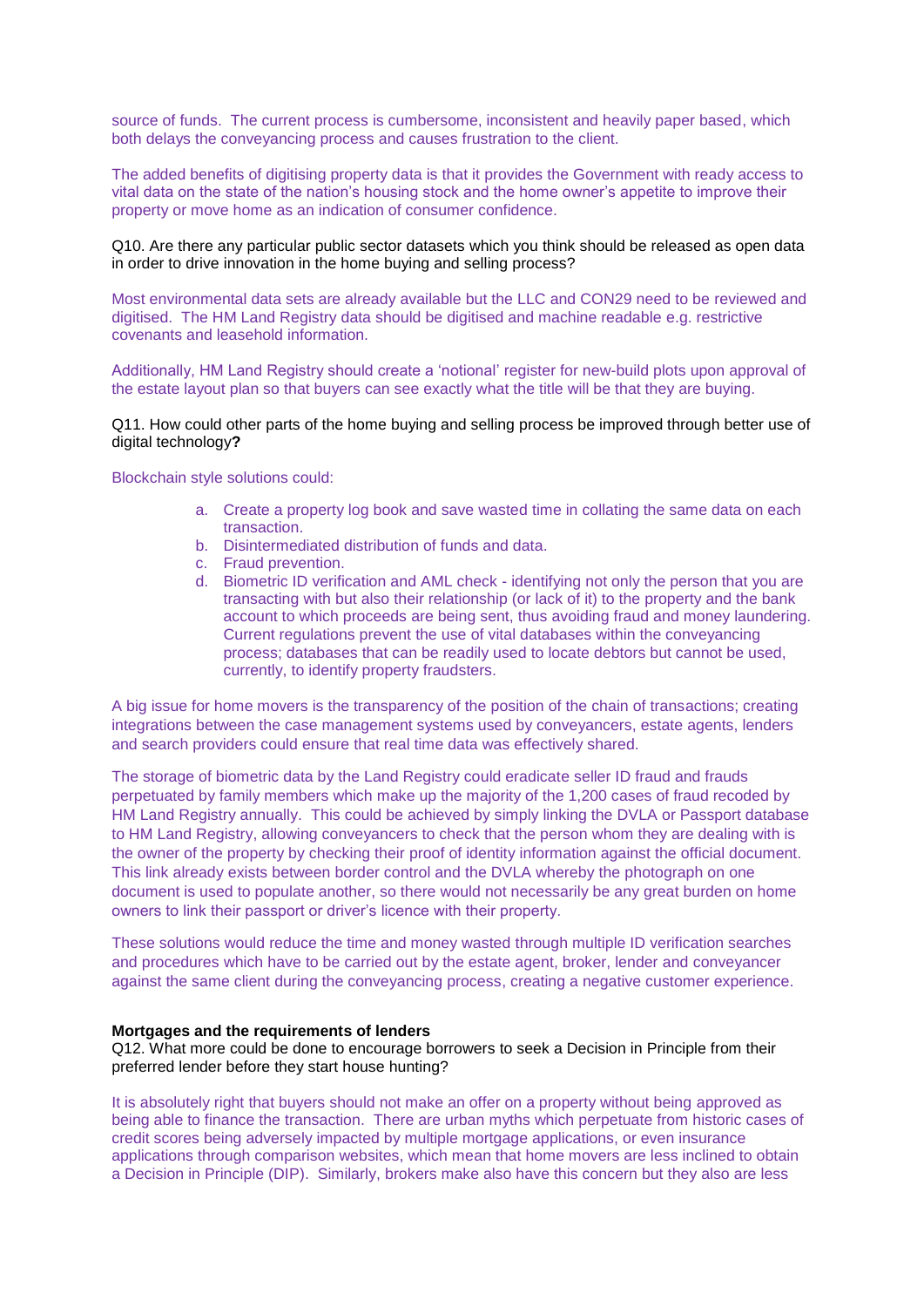source of funds. The current process is cumbersome, inconsistent and heavily paper based, which both delays the conveyancing process and causes frustration to the client.

The added benefits of digitising property data is that it provides the Government with ready access to vital data on the state of the nation's housing stock and the home owner's appetite to improve their property or move home as an indication of consumer confidence.

Q10. Are there any particular public sector datasets which you think should be released as open data in order to drive innovation in the home buying and selling process?

Most environmental data sets are already available but the LLC and CON29 need to be reviewed and digitised. The HM Land Registry data should be digitised and machine readable e.g. restrictive covenants and leasehold information.

Additionally, HM Land Registry should create a 'notional' register for new-build plots upon approval of the estate layout plan so that buyers can see exactly what the title will be that they are buying.

Q11. How could other parts of the home buying and selling process be improved through better use of digital technology**?**

Blockchain style solutions could:

a. Create a property log book and save wasted time in collating the same data on each transaction.
b. Disintermediated distribution of funds and data.
c. Fraud prevention.
d. Biometric ID verification and AML check - identifying not only the person that you are transacting with but also their relationship (or lack of it) to the property and the bank account to which proceeds are being sent, thus avoiding fraud and money laundering. Current regulations prevent the use of vital databases within the conveyancing process; databases that can be readily used to locate debtors but cannot be used, currently, to identify property fraudsters.

A big issue for home movers is the transparency of the position of the chain of transactions; creating integrations between the case management systems used by conveyancers, estate agents, lenders and search providers could ensure that real time data was effectively shared.

The storage of biometric data by the Land Registry could eradicate seller ID fraud and frauds perpetuated by family members which make up the majority of the 1,200 cases of fraud recoded by HM Land Registry annually. This could be achieved by simply linking the DVLA or Passport database to HM Land Registry, allowing conveyancers to check that the person whom they are dealing with is the owner of the property by checking their proof of identity information against the official document. This link already exists between border control and the DVLA whereby the photograph on one document is used to populate another, so there would not necessarily be any great burden on home owners to link their passport or driver's licence with their property.

These solutions would reduce the time and money wasted through multiple ID verification searches and procedures which have to be carried out by the estate agent, broker, lender and conveyancer against the same client during the conveyancing process, creating a negative customer experience.

**Mortgages and the requirements of lenders**

Q12. What more could be done to encourage borrowers to seek a Decision in Principle from their preferred lender before they start house hunting?

It is absolutely right that buyers should not make an offer on a property without being approved as being able to finance the transaction. There are urban myths which perpetuate from historic cases of credit scores being adversely impacted by multiple mortgage applications, or even insurance applications through comparison websites, which mean that home movers are less inclined to obtain a Decision in Principle (DIP). Similarly, brokers make also have this concern but they also are less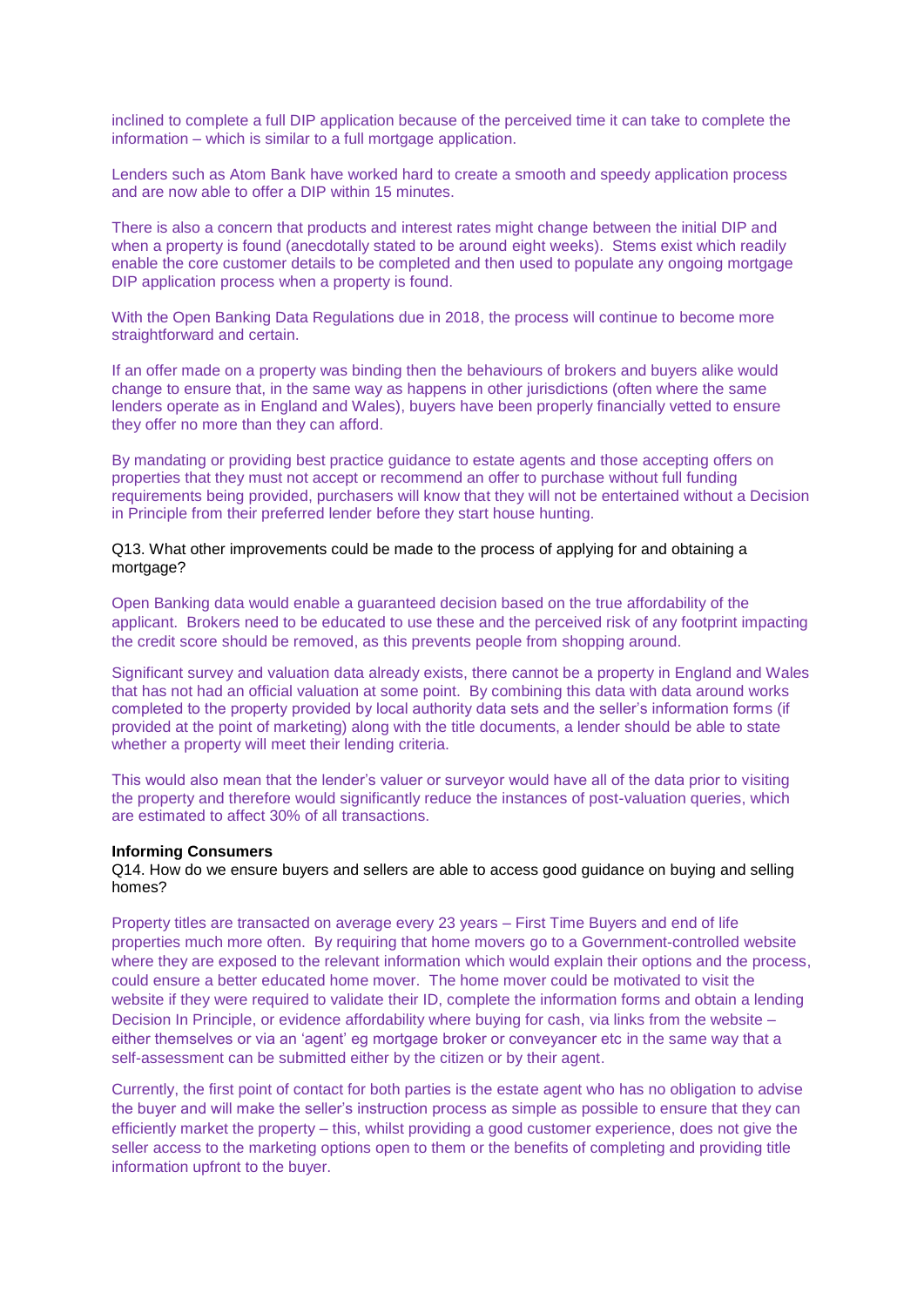inclined to complete a full DIP application because of the perceived time it can take to complete the information – which is similar to a full mortgage application.

Lenders such as Atom Bank have worked hard to create a smooth and speedy application process and are now able to offer a DIP within 15 minutes.

There is also a concern that products and interest rates might change between the initial DIP and when a property is found (anecdotally stated to be around eight weeks). Stems exist which readily enable the core customer details to be completed and then used to populate any ongoing mortgage DIP application process when a property is found.

With the Open Banking Data Regulations due in 2018, the process will continue to become more straightforward and certain.

If an offer made on a property was binding then the behaviours of brokers and buyers alike would change to ensure that, in the same way as happens in other jurisdictions (often where the same lenders operate as in England and Wales), buyers have been properly financially vetted to ensure they offer no more than they can afford.

By mandating or providing best practice guidance to estate agents and those accepting offers on properties that they must not accept or recommend an offer to purchase without full funding requirements being provided, purchasers will know that they will not be entertained without a Decision in Principle from their preferred lender before they start house hunting.

Q13. What other improvements could be made to the process of applying for and obtaining a mortgage?

Open Banking data would enable a guaranteed decision based on the true affordability of the applicant. Brokers need to be educated to use these and the perceived risk of any footprint impacting the credit score should be removed, as this prevents people from shopping around.

Significant survey and valuation data already exists, there cannot be a property in England and Wales that has not had an official valuation at some point. By combining this data with data around works completed to the property provided by local authority data sets and the seller's information forms (if provided at the point of marketing) along with the title documents, a lender should be able to state whether a property will meet their lending criteria.

This would also mean that the lender's valuer or surveyor would have all of the data prior to visiting the property and therefore would significantly reduce the instances of post-valuation queries, which are estimated to affect 30% of all transactions.

**Informing Consumers**

Q14. How do we ensure buyers and sellers are able to access good guidance on buying and selling homes?

Property titles are transacted on average every 23 years – First Time Buyers and end of life properties much more often. By requiring that home movers go to a Government-controlled website where they are exposed to the relevant information which would explain their options and the process, could ensure a better educated home mover. The home mover could be motivated to visit the website if they were required to validate their ID, complete the information forms and obtain a lending Decision In Principle, or evidence affordability where buying for cash, via links from the website – either themselves or via an 'agent' eg mortgage broker or conveyancer etc in the same way that a self-assessment can be submitted either by the citizen or by their agent.

Currently, the first point of contact for both parties is the estate agent who has no obligation to advise the buyer and will make the seller's instruction process as simple as possible to ensure that they can efficiently market the property – this, whilst providing a good customer experience, does not give the seller access to the marketing options open to them or the benefits of completing and providing title information upfront to the buyer.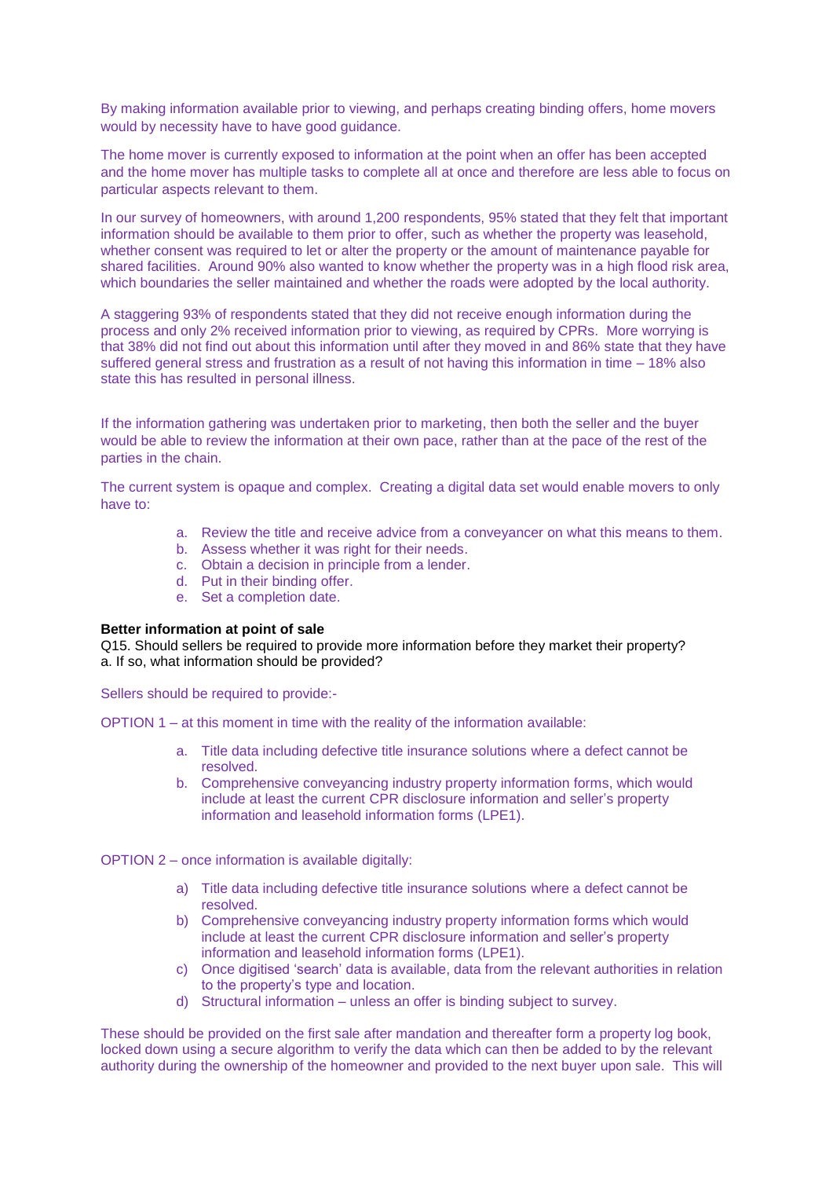By making information available prior to viewing, and perhaps creating binding offers, home movers would by necessity have to have good guidance.

The home mover is currently exposed to information at the point when an offer has been accepted and the home mover has multiple tasks to complete all at once and therefore are less able to focus on particular aspects relevant to them.

In our survey of homeowners, with around 1,200 respondents, 95% stated that they felt that important information should be available to them prior to offer, such as whether the property was leasehold, whether consent was required to let or alter the property or the amount of maintenance payable for shared facilities. Around 90% also wanted to know whether the property was in a high flood risk area, which boundaries the seller maintained and whether the roads were adopted by the local authority.

A staggering 93% of respondents stated that they did not receive enough information during the process and only 2% received information prior to viewing, as required by CPRs. More worrying is that 38% did not find out about this information until after they moved in and 86% state that they have suffered general stress and frustration as a result of not having this information in time – 18% also state this has resulted in personal illness.

If the information gathering was undertaken prior to marketing, then both the seller and the buyer would be able to review the information at their own pace, rather than at the pace of the rest of the parties in the chain.

The current system is opaque and complex. Creating a digital data set would enable movers to only have to:

a. Review the title and receive advice from a conveyancer on what this means to them.
b. Assess whether it was right for their needs.
c. Obtain a decision in principle from a lender.
d. Put in their binding offer.
e. Set a completion date.

**Better information at point of sale**
Q15. Should sellers be required to provide more information before they market their property?
a. If so, what information should be provided?

Sellers should be required to provide:-

OPTION 1 – at this moment in time with the reality of the information available:

a. Title data including defective title insurance solutions where a defect cannot be resolved.
b. Comprehensive conveyancing industry property information forms, which would include at least the current CPR disclosure information and seller's property information and leasehold information forms (LPE1).

OPTION 2 – once information is available digitally:

a) Title data including defective title insurance solutions where a defect cannot be resolved.
b) Comprehensive conveyancing industry property information forms which would include at least the current CPR disclosure information and seller's property information and leasehold information forms (LPE1).
c) Once digitised 'search' data is available, data from the relevant authorities in relation to the property's type and location.
d) Structural information – unless an offer is binding subject to survey.

These should be provided on the first sale after mandation and thereafter form a property log book, locked down using a secure algorithm to verify the data which can then be added to by the relevant authority during the ownership of the homeowner and provided to the next buyer upon sale. This will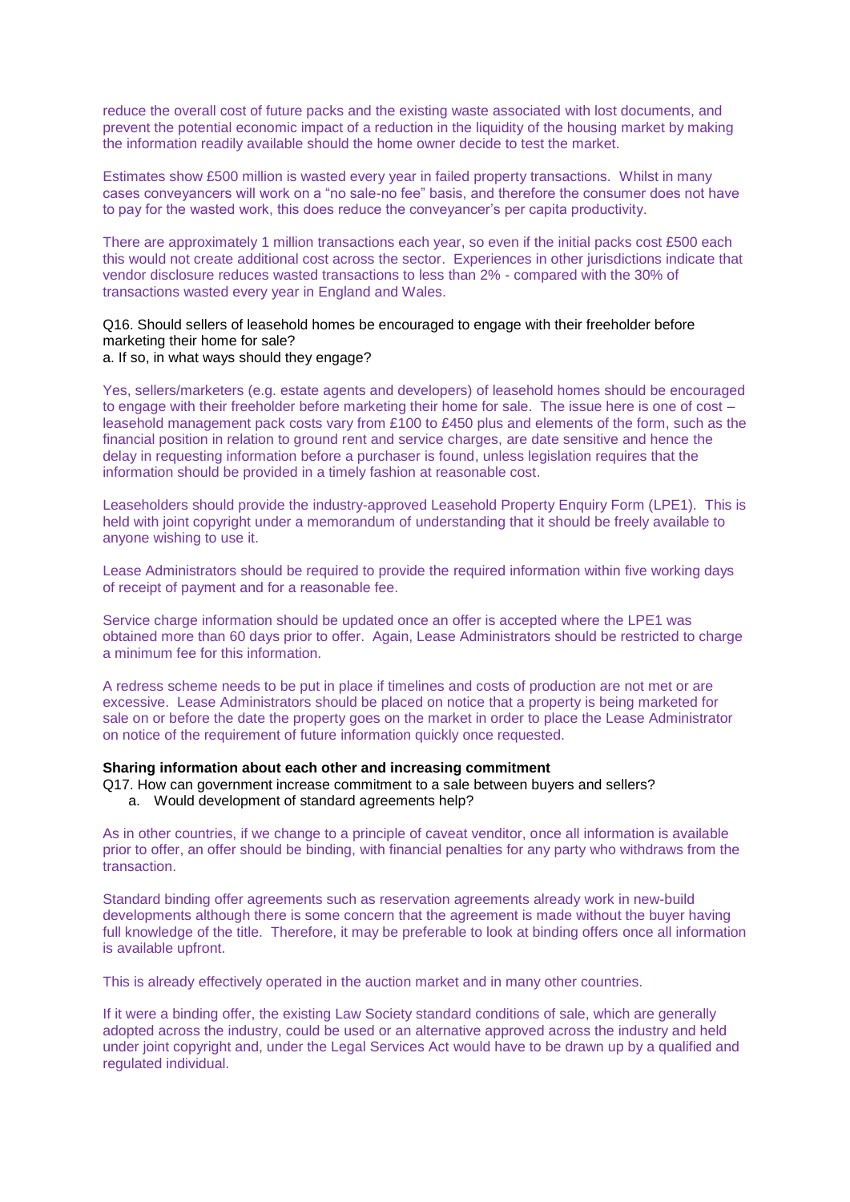reduce the overall cost of future packs and the existing waste associated with lost documents, and prevent the potential economic impact of a reduction in the liquidity of the housing market by making the information readily available should the home owner decide to test the market.

Estimates show £500 million is wasted every year in failed property transactions. Whilst in many cases conveyancers will work on a "no sale-no fee" basis, and therefore the consumer does not have to pay for the wasted work, this does reduce the conveyancer's per capita productivity.

There are approximately 1 million transactions each year, so even if the initial packs cost £500 each this would not create additional cost across the sector. Experiences in other jurisdictions indicate that vendor disclosure reduces wasted transactions to less than 2% - compared with the 30% of transactions wasted every year in England and Wales.

Q16. Should sellers of leasehold homes be encouraged to engage with their freeholder before marketing their home for sale?
a. If so, in what ways should they engage?

Yes, sellers/marketers (e.g. estate agents and developers) of leasehold homes should be encouraged to engage with their freeholder before marketing their home for sale. The issue here is one of cost – leasehold management pack costs vary from £100 to £450 plus and elements of the form, such as the financial position in relation to ground rent and service charges, are date sensitive and hence the delay in requesting information before a purchaser is found, unless legislation requires that the information should be provided in a timely fashion at reasonable cost.

Leaseholders should provide the industry-approved Leasehold Property Enquiry Form (LPE1). This is held with joint copyright under a memorandum of understanding that it should be freely available to anyone wishing to use it.

Lease Administrators should be required to provide the required information within five working days of receipt of payment and for a reasonable fee.

Service charge information should be updated once an offer is accepted where the LPE1 was obtained more than 60 days prior to offer. Again, Lease Administrators should be restricted to charge a minimum fee for this information.

A redress scheme needs to be put in place if timelines and costs of production are not met or are excessive. Lease Administrators should be placed on notice that a property is being marketed for sale on or before the date the property goes on the market in order to place the Lease Administrator on notice of the requirement of future information quickly once requested.

**Sharing information about each other and increasing commitment**

Q17. How can government increase commitment to a sale between buyers and sellers?

a. Would development of standard agreements help?

As in other countries, if we change to a principle of caveat venditor, once all information is available prior to offer, an offer should be binding, with financial penalties for any party who withdraws from the transaction.

Standard binding offer agreements such as reservation agreements already work in new-build developments although there is some concern that the agreement is made without the buyer having full knowledge of the title. Therefore, it may be preferable to look at binding offers once all information is available upfront.

This is already effectively operated in the auction market and in many other countries.

If it were a binding offer, the existing Law Society standard conditions of sale, which are generally adopted across the industry, could be used or an alternative approved across the industry and held under joint copyright and, under the Legal Services Act would have to be drawn up by a qualified and regulated individual.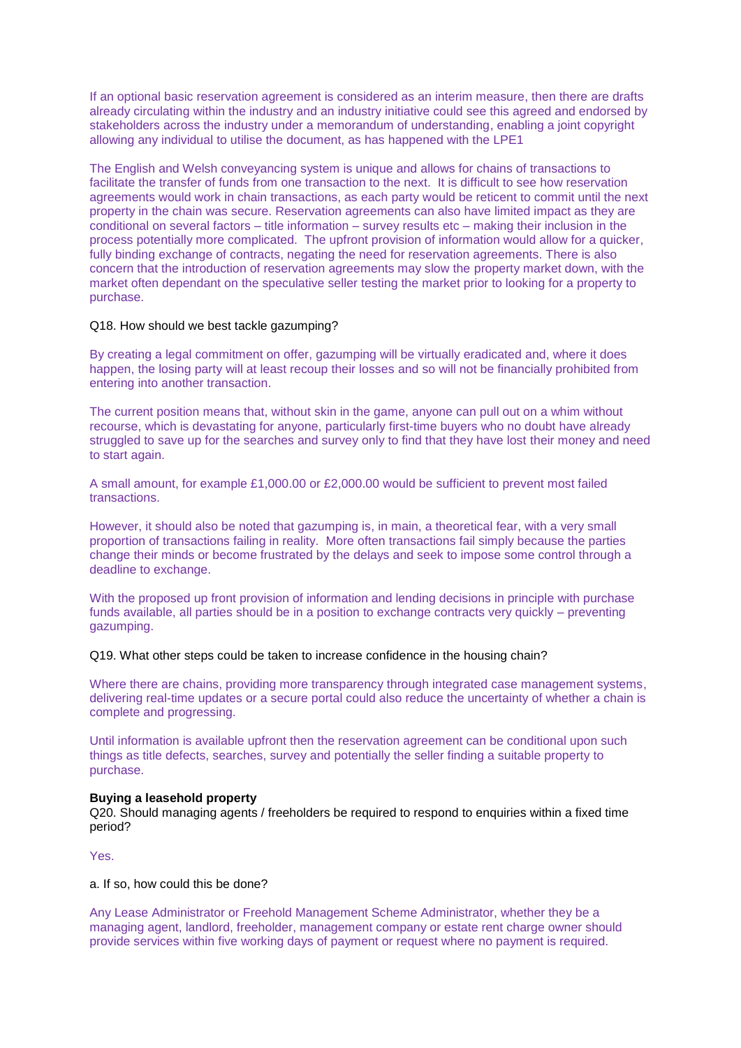If an optional basic reservation agreement is considered as an interim measure, then there are drafts already circulating within the industry and an industry initiative could see this agreed and endorsed by stakeholders across the industry under a memorandum of understanding, enabling a joint copyright allowing any individual to utilise the document, as has happened with the LPE1

The English and Welsh conveyancing system is unique and allows for chains of transactions to facilitate the transfer of funds from one transaction to the next. It is difficult to see how reservation agreements would work in chain transactions, as each party would be reticent to commit until the next property in the chain was secure. Reservation agreements can also have limited impact as they are conditional on several factors – title information – survey results etc – making their inclusion in the process potentially more complicated. The upfront provision of information would allow for a quicker, fully binding exchange of contracts, negating the need for reservation agreements. There is also concern that the introduction of reservation agreements may slow the property market down, with the market often dependant on the speculative seller testing the market prior to looking for a property to purchase.

Q18. How should we best tackle gazumping?

By creating a legal commitment on offer, gazumping will be virtually eradicated and, where it does happen, the losing party will at least recoup their losses and so will not be financially prohibited from entering into another transaction.

The current position means that, without skin in the game, anyone can pull out on a whim without recourse, which is devastating for anyone, particularly first-time buyers who no doubt have already struggled to save up for the searches and survey only to find that they have lost their money and need to start again.

A small amount, for example £1,000.00 or £2,000.00 would be sufficient to prevent most failed transactions.

However, it should also be noted that gazumping is, in main, a theoretical fear, with a very small proportion of transactions failing in reality. More often transactions fail simply because the parties change their minds or become frustrated by the delays and seek to impose some control through a deadline to exchange.

With the proposed up front provision of information and lending decisions in principle with purchase funds available, all parties should be in a position to exchange contracts very quickly – preventing gazumping.

Q19. What other steps could be taken to increase confidence in the housing chain?

Where there are chains, providing more transparency through integrated case management systems, delivering real-time updates or a secure portal could also reduce the uncertainty of whether a chain is complete and progressing.

Until information is available upfront then the reservation agreement can be conditional upon such things as title defects, searches, survey and potentially the seller finding a suitable property to purchase.

**Buying a leasehold property**

Q20. Should managing agents / freeholders be required to respond to enquiries within a fixed time period?

Yes.

a. If so, how could this be done?

Any Lease Administrator or Freehold Management Scheme Administrator, whether they be a managing agent, landlord, freeholder, management company or estate rent charge owner should provide services within five working days of payment or request where no payment is required.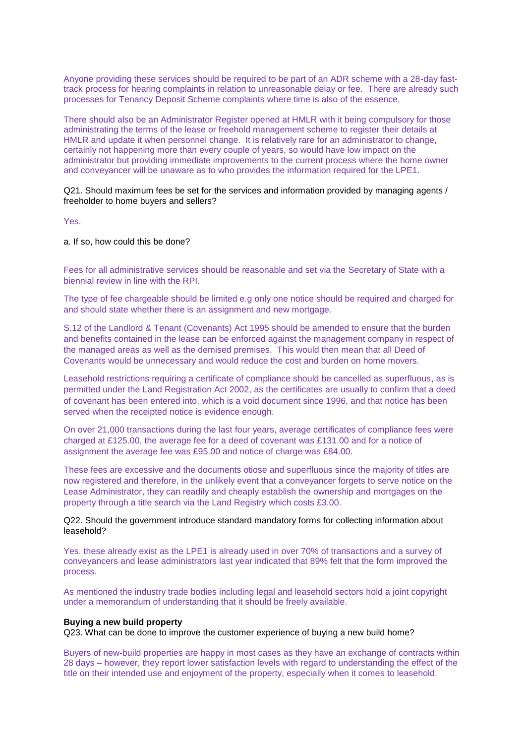Anyone providing these services should be required to be part of an ADR scheme with a 28-day fast-track process for hearing complaints in relation to unreasonable delay or fee. There are already such processes for Tenancy Deposit Scheme complaints where time is also of the essence.

There should also be an Administrator Register opened at HMLR with it being compulsory for those administrating the terms of the lease or freehold management scheme to register their details at HMLR and update it when personnel change. It is relatively rare for an administrator to change, certainly not happening more than every couple of years, so would have low impact on the administrator but providing immediate improvements to the current process where the home owner and conveyancer will be unaware as to who provides the information required for the LPE1.

Q21. Should maximum fees be set for the services and information provided by managing agents / freeholder to home buyers and sellers?

Yes.

a. If so, how could this be done?

Fees for all administrative services should be reasonable and set via the Secretary of State with a biennial review in line with the RPI.

The type of fee chargeable should be limited e.g only one notice should be required and charged for and should state whether there is an assignment and new mortgage.

S.12 of the Landlord & Tenant (Covenants) Act 1995 should be amended to ensure that the burden and benefits contained in the lease can be enforced against the management company in respect of the managed areas as well as the demised premises. This would then mean that all Deed of Covenants would be unnecessary and would reduce the cost and burden on home movers.

Leasehold restrictions requiring a certificate of compliance should be cancelled as superfluous, as is permitted under the Land Registration Act 2002, as the certificates are usually to confirm that a deed of covenant has been entered into, which is a void document since 1996, and that notice has been served when the receipted notice is evidence enough.

On over 21,000 transactions during the last four years, average certificates of compliance fees were charged at £125.00, the average fee for a deed of covenant was £131.00 and for a notice of assignment the average fee was £95.00 and notice of charge was £84.00.

These fees are excessive and the documents otiose and superfluous since the majority of titles are now registered and therefore, in the unlikely event that a conveyancer forgets to serve notice on the Lease Administrator, they can readily and cheaply establish the ownership and mortgages on the property through a title search via the Land Registry which costs £3.00.

Q22. Should the government introduce standard mandatory forms for collecting information about leasehold?

Yes, these already exist as the LPE1 is already used in over 70% of transactions and a survey of conveyancers and lease administrators last year indicated that 89% felt that the form improved the process.

As mentioned the industry trade bodies including legal and leasehold sectors hold a joint copyright under a memorandum of understanding that it should be freely available.

**Buying a new build property**

Q23. What can be done to improve the customer experience of buying a new build home?

Buyers of new-build properties are happy in most cases as they have an exchange of contracts within 28 days – however, they report lower satisfaction levels with regard to understanding the effect of the title on their intended use and enjoyment of the property, especially when it comes to leasehold.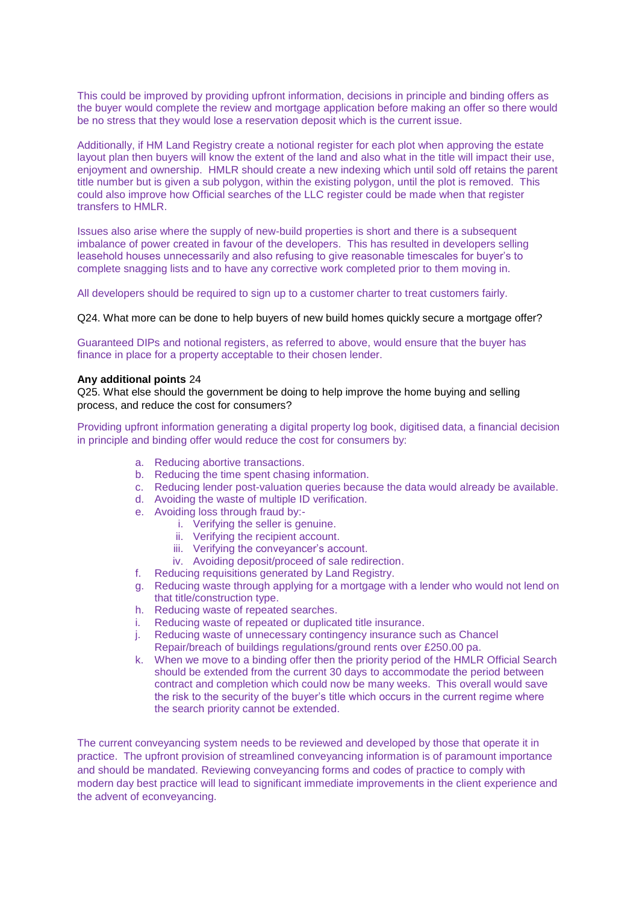This could be improved by providing upfront information, decisions in principle and binding offers as the buyer would complete the review and mortgage application before making an offer so there would be no stress that they would lose a reservation deposit which is the current issue.

Additionally, if HM Land Registry create a notional register for each plot when approving the estate layout plan then buyers will know the extent of the land and also what in the title will impact their use, enjoyment and ownership. HMLR should create a new indexing which until sold off retains the parent title number but is given a sub polygon, within the existing polygon, until the plot is removed. This could also improve how Official searches of the LLC register could be made when that register transfers to HMLR.

Issues also arise where the supply of new-build properties is short and there is a subsequent imbalance of power created in favour of the developers. This has resulted in developers selling leasehold houses unnecessarily and also refusing to give reasonable timescales for buyer's to complete snagging lists and to have any corrective work completed prior to them moving in.

All developers should be required to sign up to a customer charter to treat customers fairly.

Q24. What more can be done to help buyers of new build homes quickly secure a mortgage offer?

Guaranteed DIPs and notional registers, as referred to above, would ensure that the buyer has finance in place for a property acceptable to their chosen lender.

**Any additional points** 24

Q25. What else should the government be doing to help improve the home buying and selling process, and reduce the cost for consumers?

Providing upfront information generating a digital property log book, digitised data, a financial decision in principle and binding offer would reduce the cost for consumers by:

a. Reducing abortive transactions.
b. Reducing the time spent chasing information.
c. Reducing lender post-valuation queries because the data would already be available.
d. Avoiding the waste of multiple ID verification.
e. Avoiding loss through fraud by:-
    i. Verifying the seller is genuine.
    ii. Verifying the recipient account.
    iii. Verifying the conveyancer's account.
    iv. Avoiding deposit/proceed of sale redirection.
f. Reducing requisitions generated by Land Registry.
g. Reducing waste through applying for a mortgage with a lender who would not lend on that title/construction type.
h. Reducing waste of repeated searches.
i. Reducing waste of repeated or duplicated title insurance.
j. Reducing waste of unnecessary contingency insurance such as Chancel Repair/breach of buildings regulations/ground rents over £250.00 pa.
k. When we move to a binding offer then the priority period of the HMLR Official Search should be extended from the current 30 days to accommodate the period between contract and completion which could now be many weeks. This overall would save the risk to the security of the buyer's title which occurs in the current regime where the search priority cannot be extended.

The current conveyancing system needs to be reviewed and developed by those that operate it in practice. The upfront provision of streamlined conveyancing information is of paramount importance and should be mandated. Reviewing conveyancing forms and codes of practice to comply with modern day best practice will lead to significant immediate improvements in the client experience and the advent of econveyancing.